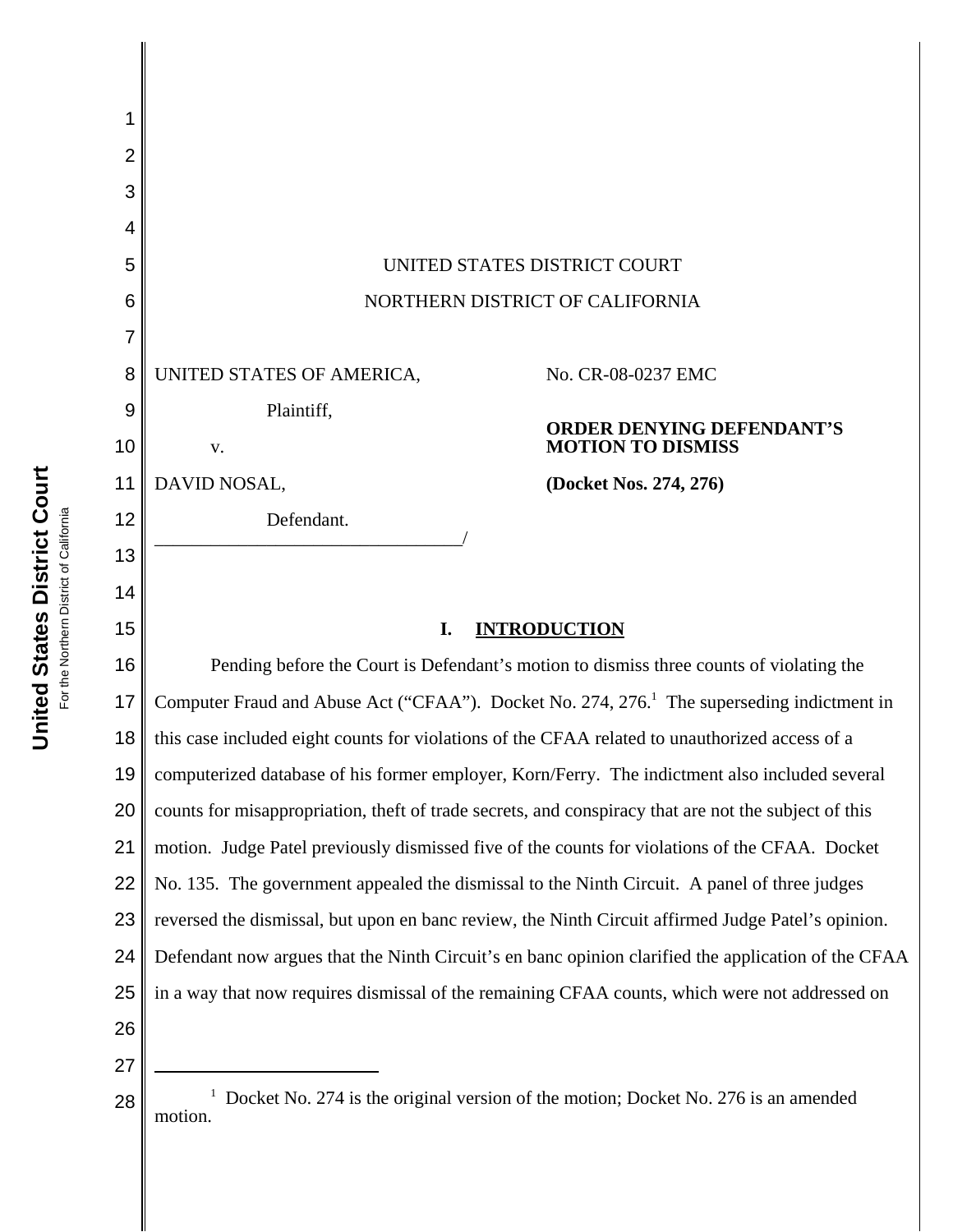UNITED STATES DISTRICT COURT

NORTHERN DISTRICT OF CALIFORNIA

UNITED STATES OF AMERICA,

Plaintiff,

v.

DAVID NOSAL,

Defendant.

No. CR-08-0237 EMC

**ORDER DENYING DEFENDANT'S MOTION TO DISMISS**

**(Docket Nos. 274, 276)**

## I. INTRODUCTION

Pending before the Court is Defendant's motion to dismiss three counts of violating the Computer Fraud and Abuse Act ("CFAA"). Docket No. 274, 276.[1] The superseding indictment in this case included eight counts for violations of the CFAA related to unauthorized access of a computerized database of his former employer, Korn/Ferry. The indictment also included several counts for misappropriation, theft of trade secrets, and conspiracy that are not the subject of this motion. Judge Patel previously dismissed five of the counts for violations of the CFAA. Docket No. 135. The government appealed the dismissal to the Ninth Circuit. A panel of three judges reversed the dismissal, but upon en banc review, the Ninth Circuit affirmed Judge Patel's opinion. Defendant now argues that the Ninth Circuit's en banc opinion clarified the application of the CFAA in a way that now requires dismissal of the remaining CFAA counts, which were not addressed on

[1] Docket No. 274 is the original version of the motion; Docket No. 276 is an amended motion.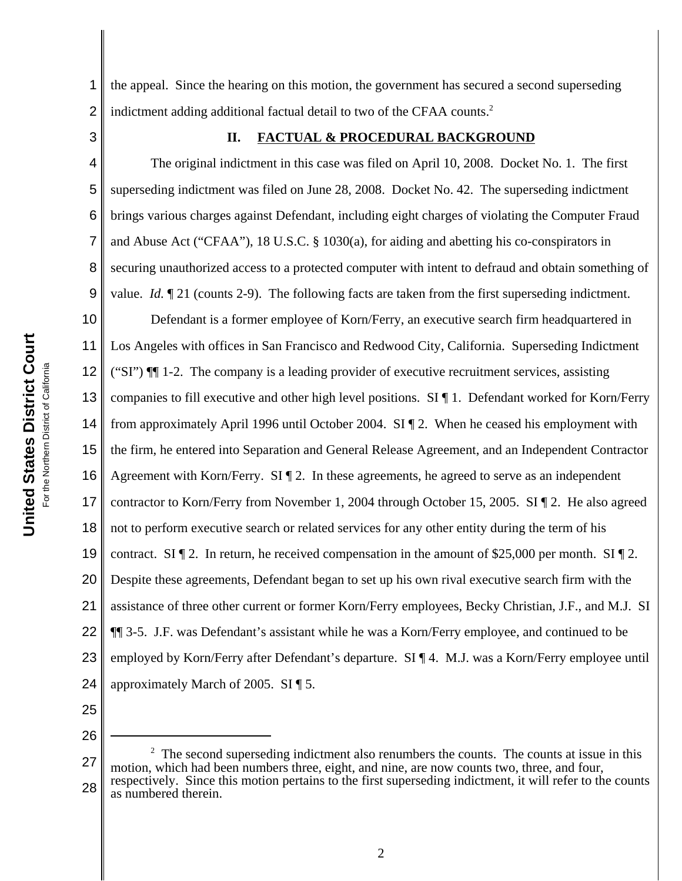the appeal. Since the hearing on this motion, the government has secured a second superseding indictment adding additional factual detail to two of the CFAA counts.[2]

## II. FACTUAL & PROCEDURAL BACKGROUND

The original indictment in this case was filed on April 10, 2008. Docket No. 1. The first superseding indictment was filed on June 28, 2008. Docket No. 42. The superseding indictment brings various charges against Defendant, including eight charges of violating the Computer Fraud and Abuse Act ("CFAA"), 18 U.S.C. § 1030(a), for aiding and abetting his co-conspirators in securing unauthorized access to a protected computer with intent to defraud and obtain something of value. *Id.* ¶ 21 (counts 2-9). The following facts are taken from the first superseding indictment.

Defendant is a former employee of Korn/Ferry, an executive search firm headquartered in Los Angeles with offices in San Francisco and Redwood City, California. Superseding Indictment ("SI") ¶¶ 1-2. The company is a leading provider of executive recruitment services, assisting companies to fill executive and other high level positions. SI ¶ 1. Defendant worked for Korn/Ferry from approximately April 1996 until October 2004. SI ¶ 2. When he ceased his employment with the firm, he entered into Separation and General Release Agreement, and an Independent Contractor Agreement with Korn/Ferry. SI ¶ 2. In these agreements, he agreed to serve as an independent contractor to Korn/Ferry from November 1, 2004 through October 15, 2005. SI ¶ 2. He also agreed not to perform executive search or related services for any other entity during the term of his contract. SI ¶ 2. In return, he received compensation in the amount of $25,000 per month. SI ¶ 2. Despite these agreements, Defendant began to set up his own rival executive search firm with the assistance of three other current or former Korn/Ferry employees, Becky Christian, J.F., and M.J. SI ¶¶ 3-5. J.F. was Defendant's assistant while he was a Korn/Ferry employee, and continued to be employed by Korn/Ferry after Defendant's departure. SI ¶ 4. M.J. was a Korn/Ferry employee until approximately March of 2005. SI ¶ 5.

---

[2] The second superseding indictment also renumbers the counts. The counts at issue in this motion, which had been numbers three, eight, and nine, are now counts two, three, and four, respectively. Since this motion pertains to the first superseding indictment, it will refer to the counts as numbered therein.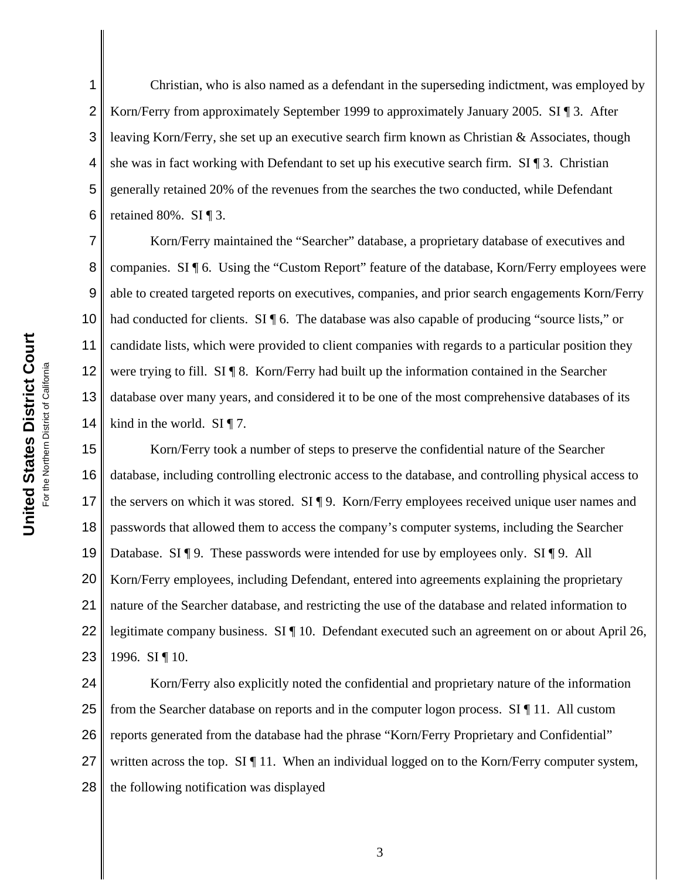Christian, who is also named as a defendant in the superseding indictment, was employed by Korn/Ferry from approximately September 1999 to approximately January 2005. SI ¶ 3. After leaving Korn/Ferry, she set up an executive search firm known as Christian & Associates, though she was in fact working with Defendant to set up his executive search firm. SI ¶ 3. Christian generally retained 20% of the revenues from the searches the two conducted, while Defendant retained 80%. SI ¶ 3.

Korn/Ferry maintained the "Searcher" database, a proprietary database of executives and companies. SI ¶ 6. Using the "Custom Report" feature of the database, Korn/Ferry employees were able to created targeted reports on executives, companies, and prior search engagements Korn/Ferry had conducted for clients. SI ¶ 6. The database was also capable of producing "source lists," or candidate lists, which were provided to client companies with regards to a particular position they were trying to fill. SI ¶ 8. Korn/Ferry had built up the information contained in the Searcher database over many years, and considered it to be one of the most comprehensive databases of its kind in the world. SI ¶ 7.

Korn/Ferry took a number of steps to preserve the confidential nature of the Searcher database, including controlling electronic access to the database, and controlling physical access to the servers on which it was stored. SI ¶ 9. Korn/Ferry employees received unique user names and passwords that allowed them to access the company's computer systems, including the Searcher Database. SI ¶ 9. These passwords were intended for use by employees only. SI ¶ 9. All Korn/Ferry employees, including Defendant, entered into agreements explaining the proprietary nature of the Searcher database, and restricting the use of the database and related information to legitimate company business. SI ¶ 10. Defendant executed such an agreement on or about April 26, 1996. SI ¶ 10.

Korn/Ferry also explicitly noted the confidential and proprietary nature of the information from the Searcher database on reports and in the computer logon process. SI ¶ 11. All custom reports generated from the database had the phrase "Korn/Ferry Proprietary and Confidential" written across the top. SI ¶ 11. When an individual logged on to the Korn/Ferry computer system, the following notification was displayed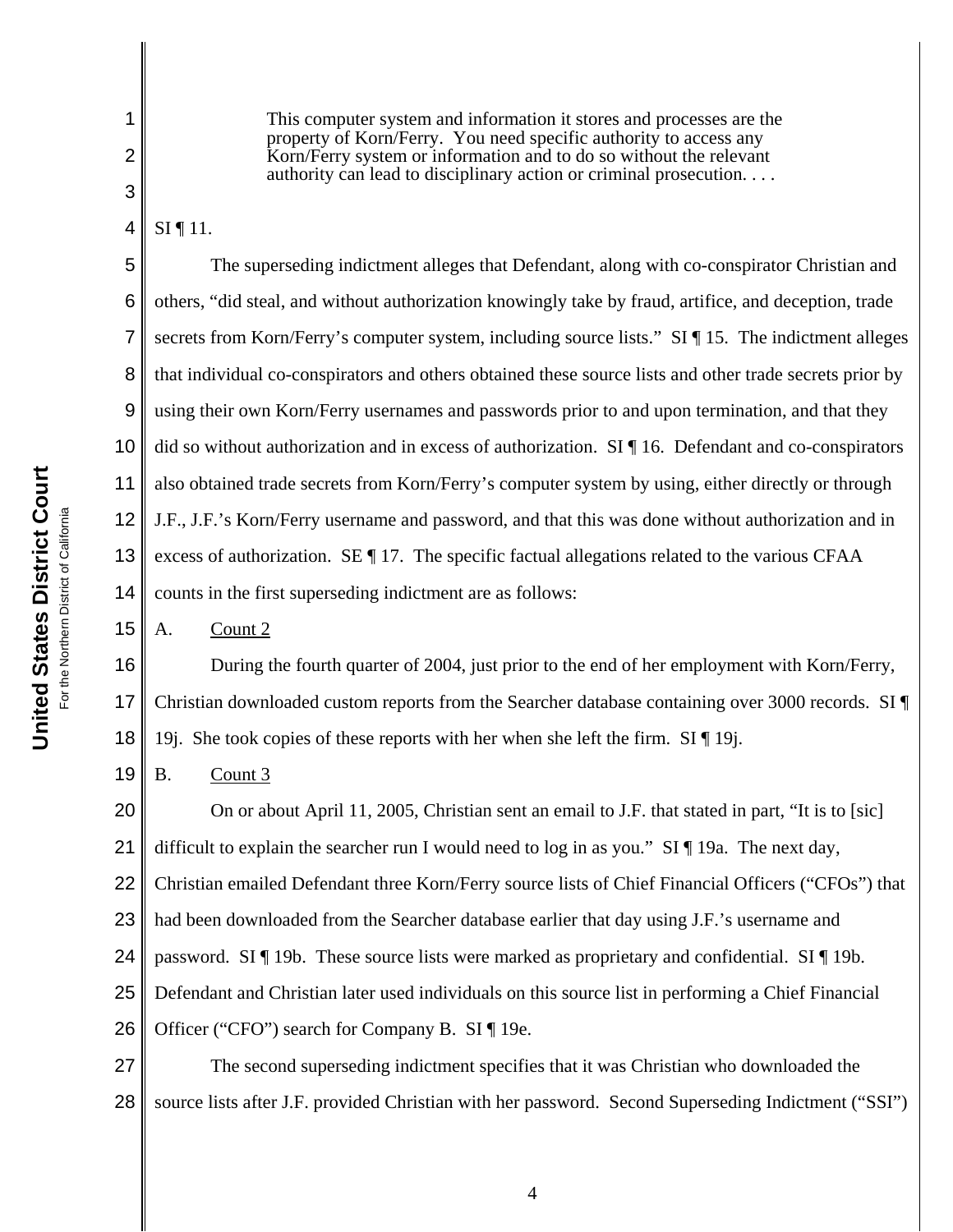> This computer system and information it stores and processes are the property of Korn/Ferry. You need specific authority to access any Korn/Ferry system or information and to do so without the relevant authority can lead to disciplinary action or criminal prosecution. . . .

SI ¶ 11.

The superseding indictment alleges that Defendant, along with co-conspirator Christian and others, "did steal, and without authorization knowingly take by fraud, artifice, and deception, trade secrets from Korn/Ferry's computer system, including source lists." SI ¶ 15. The indictment alleges that individual co-conspirators and others obtained these source lists and other trade secrets prior by using their own Korn/Ferry usernames and passwords prior to and upon termination, and that they did so without authorization and in excess of authorization. SI ¶ 16. Defendant and co-conspirators also obtained trade secrets from Korn/Ferry's computer system by using, either directly or through J.F., J.F.'s Korn/Ferry username and password, and that this was done without authorization and in excess of authorization. SE ¶ 17. The specific factual allegations related to the various CFAA counts in the first superseding indictment are as follows:

A. Count 2

During the fourth quarter of 2004, just prior to the end of her employment with Korn/Ferry, Christian downloaded custom reports from the Searcher database containing over 3000 records. SI ¶ 19j. She took copies of these reports with her when she left the firm. SI ¶ 19j.

B. Count 3

On or about April 11, 2005, Christian sent an email to J.F. that stated in part, "It is to [sic] difficult to explain the searcher run I would need to log in as you." SI ¶ 19a. The next day, Christian emailed Defendant three Korn/Ferry source lists of Chief Financial Officers ("CFOs") that had been downloaded from the Searcher database earlier that day using J.F.'s username and password. SI ¶ 19b. These source lists were marked as proprietary and confidential. SI ¶ 19b. Defendant and Christian later used individuals on this source list in performing a Chief Financial Officer ("CFO") search for Company B. SI ¶ 19e.

The second superseding indictment specifies that it was Christian who downloaded the source lists after J.F. provided Christian with her password. Second Superseding Indictment ("SSI")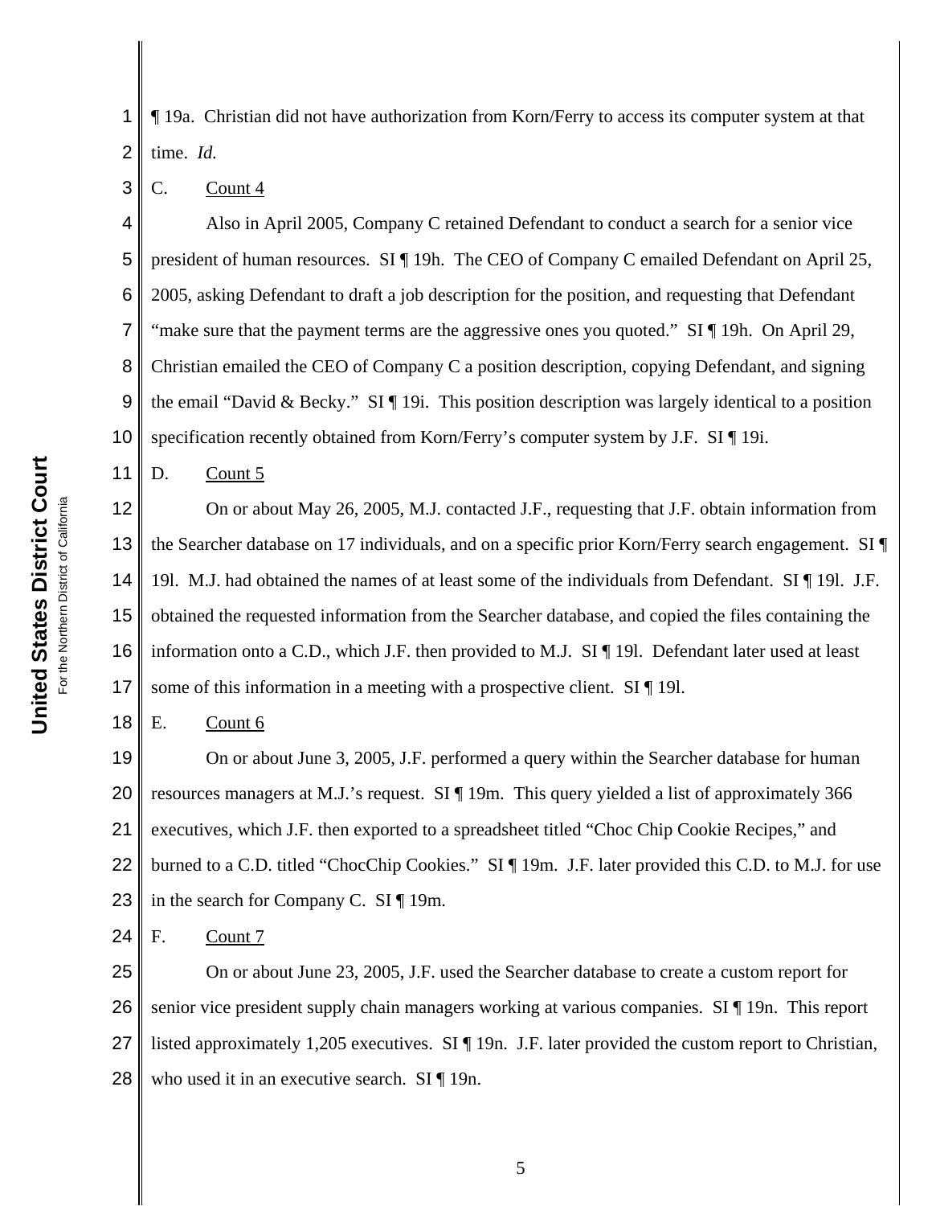¶ 19a. Christian did not have authorization from Korn/Ferry to access its computer system at that time. *Id.*

C. Count 4

Also in April 2005, Company C retained Defendant to conduct a search for a senior vice president of human resources. SI ¶ 19h. The CEO of Company C emailed Defendant on April 25, 2005, asking Defendant to draft a job description for the position, and requesting that Defendant "make sure that the payment terms are the aggressive ones you quoted." SI ¶ 19h. On April 29, Christian emailed the CEO of Company C a position description, copying Defendant, and signing the email "David & Becky." SI ¶ 19i. This position description was largely identical to a position specification recently obtained from Korn/Ferry's computer system by J.F. SI ¶ 19i.

D. Count 5

On or about May 26, 2005, M.J. contacted J.F., requesting that J.F. obtain information from the Searcher database on 17 individuals, and on a specific prior Korn/Ferry search engagement. SI ¶ 19l. M.J. had obtained the names of at least some of the individuals from Defendant. SI ¶ 19l. J.F. obtained the requested information from the Searcher database, and copied the files containing the information onto a C.D., which J.F. then provided to M.J. SI ¶ 19l. Defendant later used at least some of this information in a meeting with a prospective client. SI ¶ 19l.

E. Count 6

On or about June 3, 2005, J.F. performed a query within the Searcher database for human resources managers at M.J.'s request. SI ¶ 19m. This query yielded a list of approximately 366 executives, which J.F. then exported to a spreadsheet titled "Choc Chip Cookie Recipes," and burned to a C.D. titled "ChocChip Cookies." SI ¶ 19m. J.F. later provided this C.D. to M.J. for use in the search for Company C. SI ¶ 19m.

F. Count 7

On or about June 23, 2005, J.F. used the Searcher database to create a custom report for senior vice president supply chain managers working at various companies. SI ¶ 19n. This report listed approximately 1,205 executives. SI ¶ 19n. J.F. later provided the custom report to Christian, who used it in an executive search. SI ¶ 19n.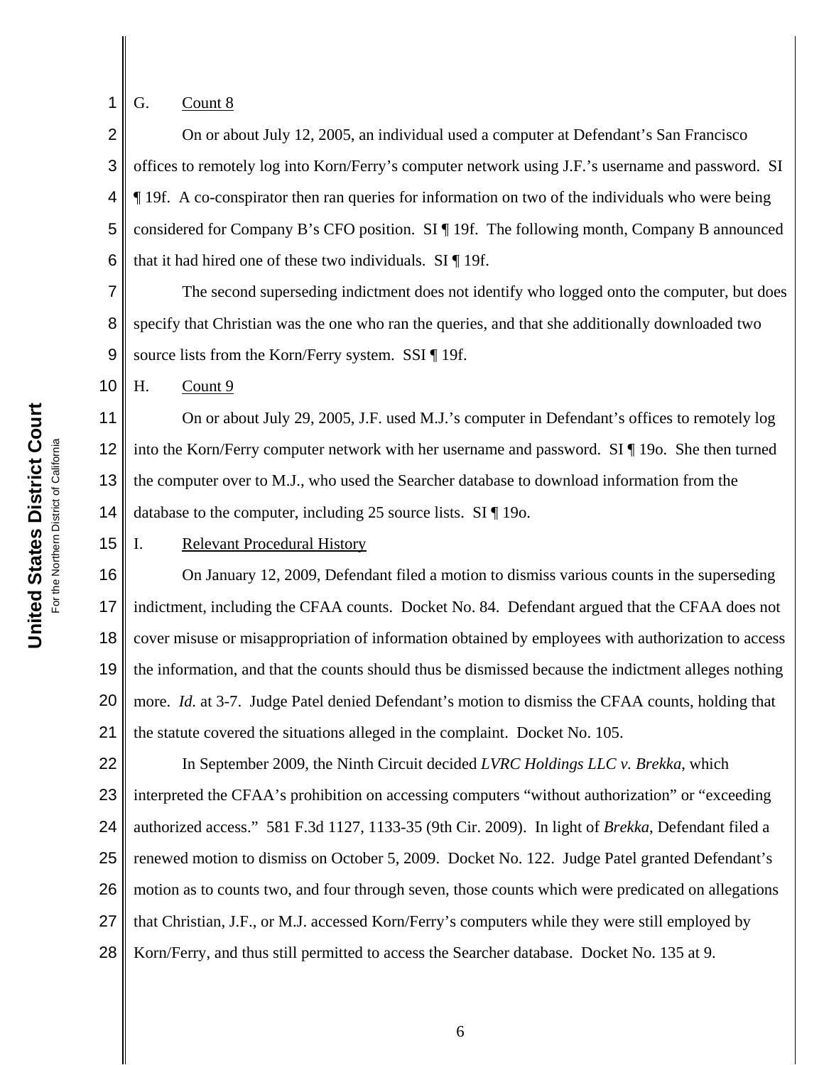## G. Count 8

On or about July 12, 2005, an individual used a computer at Defendant's San Francisco offices to remotely log into Korn/Ferry's computer network using J.F.'s username and password. SI ¶ 19f. A co-conspirator then ran queries for information on two of the individuals who were being considered for Company B's CFO position. SI ¶ 19f. The following month, Company B announced that it had hired one of these two individuals. SI ¶ 19f.

The second superseding indictment does not identify who logged onto the computer, but does specify that Christian was the one who ran the queries, and that she additionally downloaded two source lists from the Korn/Ferry system. SSI ¶ 19f.

## H. Count 9

On or about July 29, 2005, J.F. used M.J.'s computer in Defendant's offices to remotely log into the Korn/Ferry computer network with her username and password. SI ¶ 19o. She then turned the computer over to M.J., who used the Searcher database to download information from the database to the computer, including 25 source lists. SI ¶ 19o.

## I. Relevant Procedural History

On January 12, 2009, Defendant filed a motion to dismiss various counts in the superseding indictment, including the CFAA counts. Docket No. 84. Defendant argued that the CFAA does not cover misuse or misappropriation of information obtained by employees with authorization to access the information, and that the counts should thus be dismissed because the indictment alleges nothing more. *Id.* at 3-7. Judge Patel denied Defendant's motion to dismiss the CFAA counts, holding that the statute covered the situations alleged in the complaint. Docket No. 105.

In September 2009, the Ninth Circuit decided *LVRC Holdings LLC v. Brekka*, which interpreted the CFAA's prohibition on accessing computers "without authorization" or "exceeding authorized access." 581 F.3d 1127, 1133-35 (9th Cir. 2009). In light of *Brekka*, Defendant filed a renewed motion to dismiss on October 5, 2009. Docket No. 122. Judge Patel granted Defendant's motion as to counts two, and four through seven, those counts which were predicated on allegations that Christian, J.F., or M.J. accessed Korn/Ferry's computers while they were still employed by Korn/Ferry, and thus still permitted to access the Searcher database. Docket No. 135 at 9.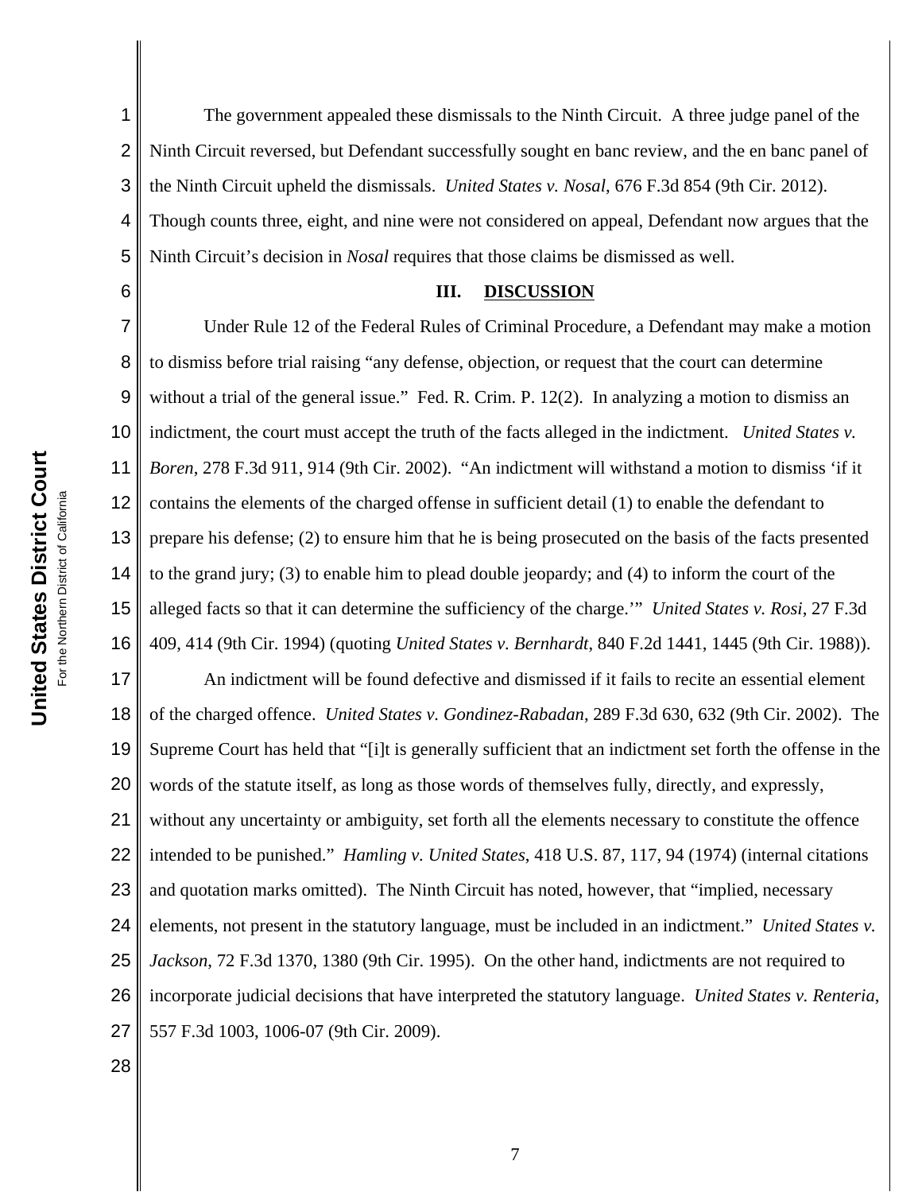The government appealed these dismissals to the Ninth Circuit. A three judge panel of the Ninth Circuit reversed, but Defendant successfully sought en banc review, and the en banc panel of the Ninth Circuit upheld the dismissals. *United States v. Nosal*, 676 F.3d 854 (9th Cir. 2012). Though counts three, eight, and nine were not considered on appeal, Defendant now argues that the Ninth Circuit's decision in *Nosal* requires that those claims be dismissed as well.

## III. DISCUSSION

Under Rule 12 of the Federal Rules of Criminal Procedure, a Defendant may make a motion to dismiss before trial raising "any defense, objection, or request that the court can determine without a trial of the general issue." Fed. R. Crim. P. 12(2). In analyzing a motion to dismiss an indictment, the court must accept the truth of the facts alleged in the indictment. *United States v. Boren*, 278 F.3d 911, 914 (9th Cir. 2002). "An indictment will withstand a motion to dismiss 'if it contains the elements of the charged offense in sufficient detail (1) to enable the defendant to prepare his defense; (2) to ensure him that he is being prosecuted on the basis of the facts presented to the grand jury; (3) to enable him to plead double jeopardy; and (4) to inform the court of the alleged facts so that it can determine the sufficiency of the charge.'" *United States v. Rosi*, 27 F.3d 409, 414 (9th Cir. 1994) (quoting *United States v. Bernhardt*, 840 F.2d 1441, 1445 (9th Cir. 1988)).

An indictment will be found defective and dismissed if it fails to recite an essential element of the charged offence. *United States v. Gondinez-Rabadan*, 289 F.3d 630, 632 (9th Cir. 2002). The Supreme Court has held that "[i]t is generally sufficient that an indictment set forth the offense in the words of the statute itself, as long as those words of themselves fully, directly, and expressly, without any uncertainty or ambiguity, set forth all the elements necessary to constitute the offence intended to be punished." *Hamling v. United States*, 418 U.S. 87, 117, 94 (1974) (internal citations and quotation marks omitted). The Ninth Circuit has noted, however, that "implied, necessary elements, not present in the statutory language, must be included in an indictment." *United States v. Jackson*, 72 F.3d 1370, 1380 (9th Cir. 1995). On the other hand, indictments are not required to incorporate judicial decisions that have interpreted the statutory language. *United States v. Renteria*, 557 F.3d 1003, 1006-07 (9th Cir. 2009).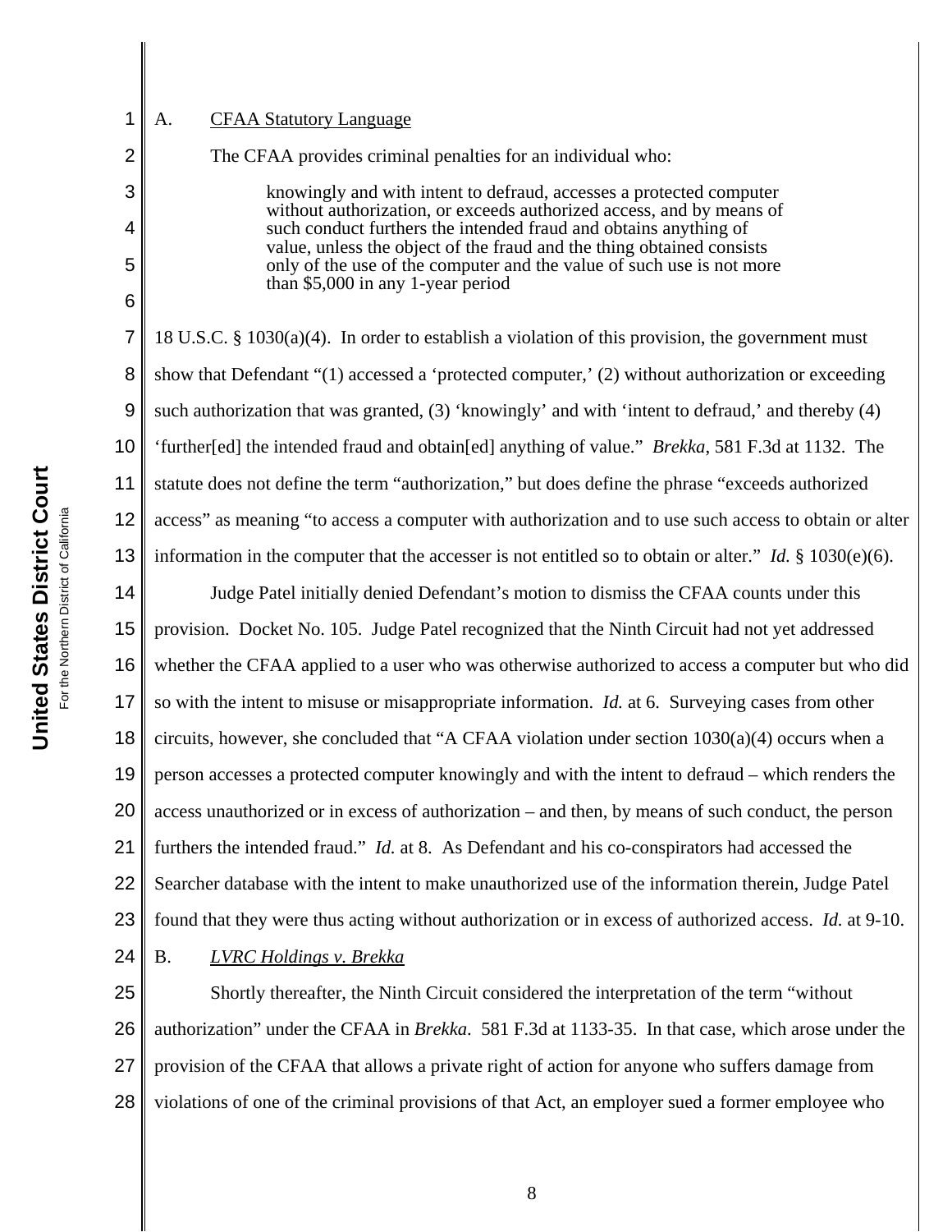## A. CFAA Statutory Language

The CFAA provides criminal penalties for an individual who:

> knowingly and with intent to defraud, accesses a protected computer without authorization, or exceeds authorized access, and by means of such conduct furthers the intended fraud and obtains anything of value, unless the object of the fraud and the thing obtained consists only of the use of the computer and the value of such use is not more than $5,000 in any 1-year period

18 U.S.C. § 1030(a)(4). In order to establish a violation of this provision, the government must show that Defendant "(1) accessed a 'protected computer,' (2) without authorization or exceeding such authorization that was granted, (3) 'knowingly' and with 'intent to defraud,' and thereby (4) 'further[ed] the intended fraud and obtain[ed] anything of value." *Brekka*, 581 F.3d at 1132. The statute does not define the term "authorization," but does define the phrase "exceeds authorized access" as meaning "to access a computer with authorization and to use such access to obtain or alter information in the computer that the accesser is not entitled so to obtain or alter." *Id.* § 1030(e)(6).

Judge Patel initially denied Defendant's motion to dismiss the CFAA counts under this provision. Docket No. 105. Judge Patel recognized that the Ninth Circuit had not yet addressed whether the CFAA applied to a user who was otherwise authorized to access a computer but who did so with the intent to misuse or misappropriate information. *Id.* at 6. Surveying cases from other circuits, however, she concluded that "A CFAA violation under section 1030(a)(4) occurs when a person accesses a protected computer knowingly and with the intent to defraud – which renders the access unauthorized or in excess of authorization – and then, by means of such conduct, the person furthers the intended fraud." *Id.* at 8. As Defendant and his co-conspirators had accessed the Searcher database with the intent to make unauthorized use of the information therein, Judge Patel found that they were thus acting without authorization or in excess of authorized access. *Id.* at 9-10.

## B. *LVRC Holdings v. Brekka*

Shortly thereafter, the Ninth Circuit considered the interpretation of the term "without authorization" under the CFAA in *Brekka*. 581 F.3d at 1133-35. In that case, which arose under the provision of the CFAA that allows a private right of action for anyone who suffers damage from violations of one of the criminal provisions of that Act, an employer sued a former employee who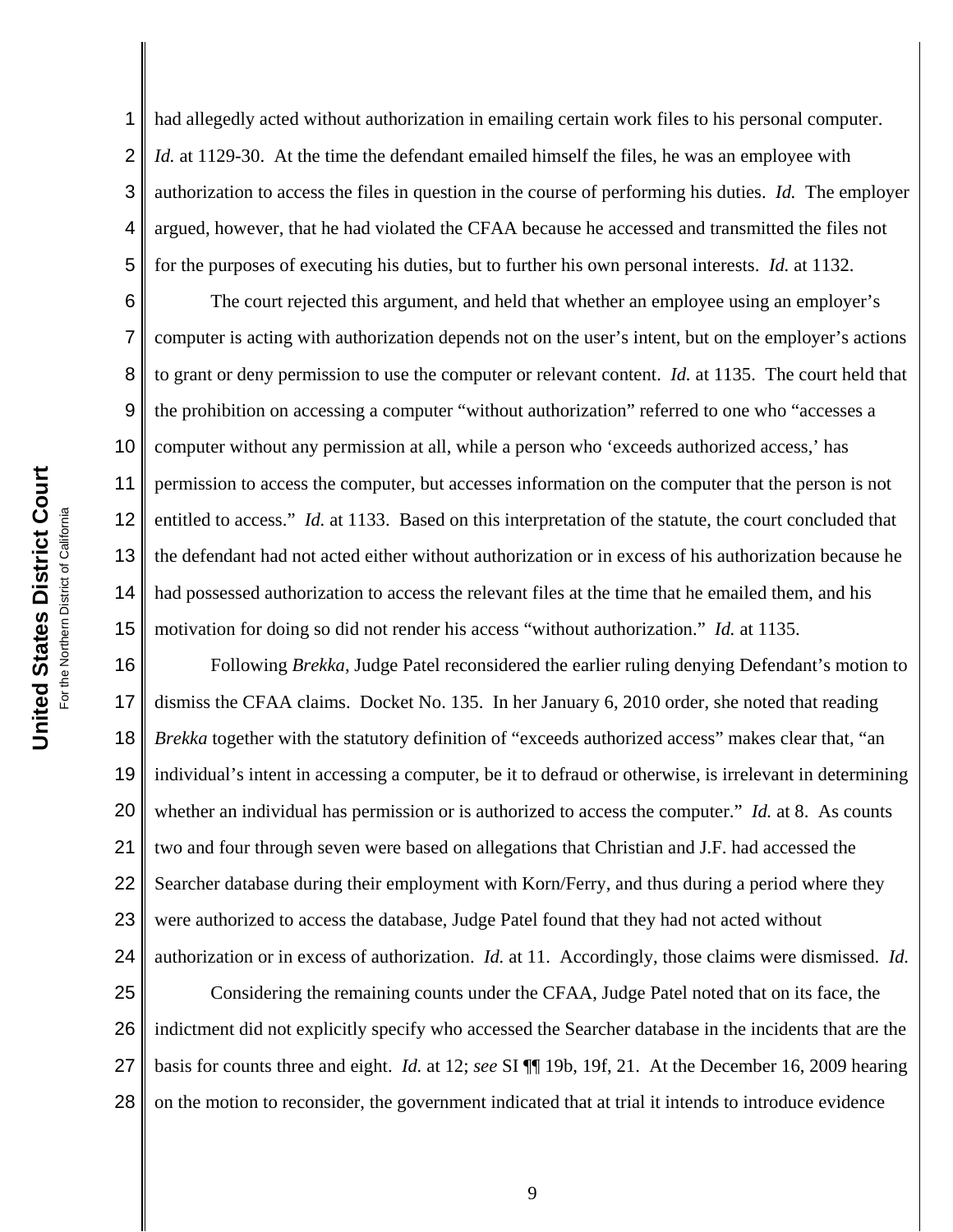had allegedly acted without authorization in emailing certain work files to his personal computer. *Id.* at 1129-30. At the time the defendant emailed himself the files, he was an employee with authorization to access the files in question in the course of performing his duties. *Id.* The employer argued, however, that he had violated the CFAA because he accessed and transmitted the files not for the purposes of executing his duties, but to further his own personal interests. *Id.* at 1132.

The court rejected this argument, and held that whether an employee using an employer's computer is acting with authorization depends not on the user's intent, but on the employer's actions to grant or deny permission to use the computer or relevant content. *Id.* at 1135. The court held that the prohibition on accessing a computer "without authorization" referred to one who "accesses a computer without any permission at all, while a person who 'exceeds authorized access,' has permission to access the computer, but accesses information on the computer that the person is not entitled to access." *Id.* at 1133. Based on this interpretation of the statute, the court concluded that the defendant had not acted either without authorization or in excess of his authorization because he had possessed authorization to access the relevant files at the time that he emailed them, and his motivation for doing so did not render his access "without authorization." *Id.* at 1135.

Following *Brekka*, Judge Patel reconsidered the earlier ruling denying Defendant's motion to dismiss the CFAA claims. Docket No. 135. In her January 6, 2010 order, she noted that reading *Brekka* together with the statutory definition of "exceeds authorized access" makes clear that, "an individual's intent in accessing a computer, be it to defraud or otherwise, is irrelevant in determining whether an individual has permission or is authorized to access the computer." *Id.* at 8. As counts two and four through seven were based on allegations that Christian and J.F. had accessed the Searcher database during their employment with Korn/Ferry, and thus during a period where they were authorized to access the database, Judge Patel found that they had not acted without authorization or in excess of authorization. *Id.* at 11. Accordingly, those claims were dismissed. *Id.*

Considering the remaining counts under the CFAA, Judge Patel noted that on its face, the indictment did not explicitly specify who accessed the Searcher database in the incidents that are the basis for counts three and eight. *Id.* at 12; *see* SI ¶¶ 19b, 19f, 21. At the December 16, 2009 hearing on the motion to reconsider, the government indicated that at trial it intends to introduce evidence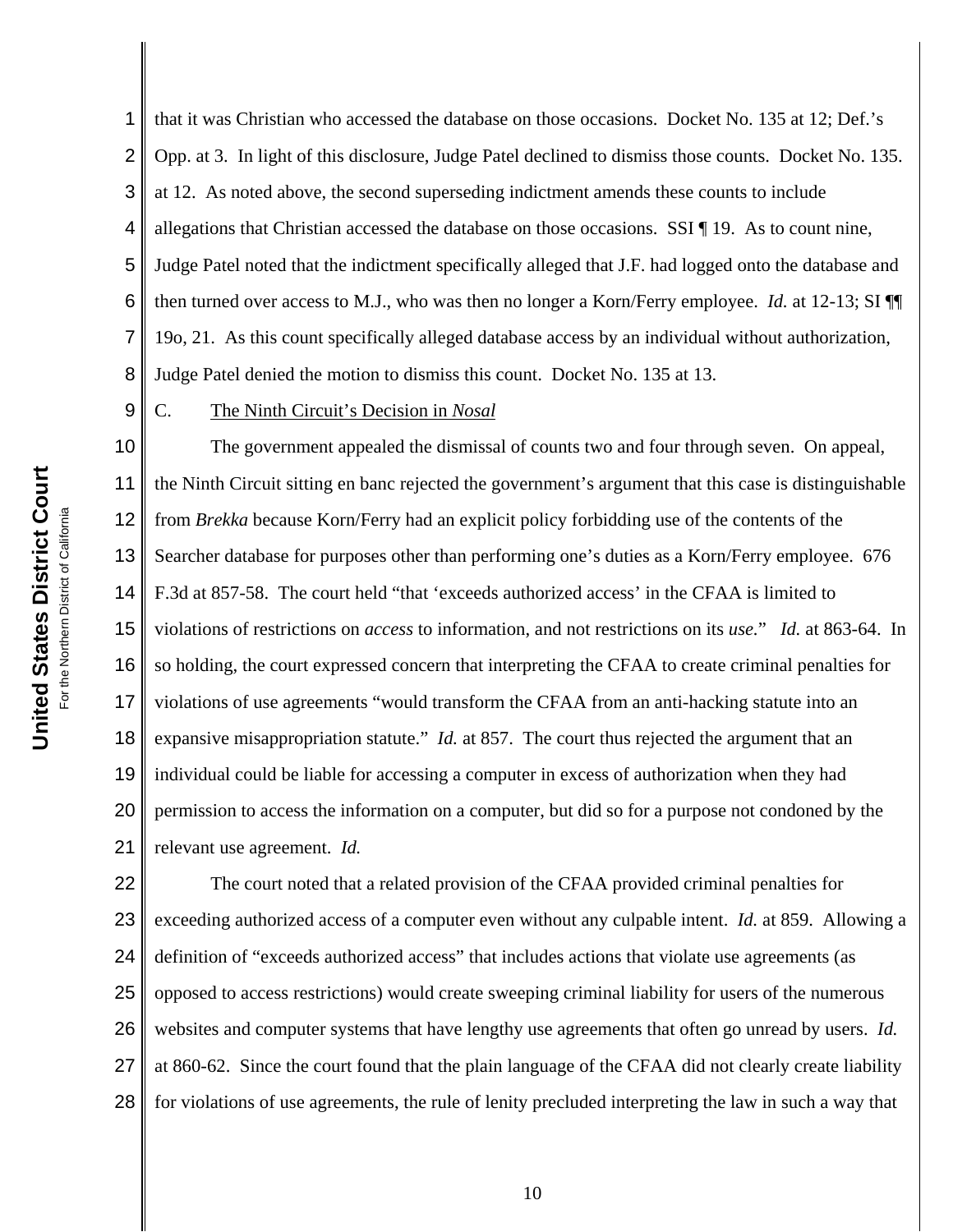that it was Christian who accessed the database on those occasions. Docket No. 135 at 12; Def.'s Opp. at 3. In light of this disclosure, Judge Patel declined to dismiss those counts. Docket No. 135. at 12. As noted above, the second superseding indictment amends these counts to include allegations that Christian accessed the database on those occasions. SSI ¶ 19. As to count nine, Judge Patel noted that the indictment specifically alleged that J.F. had logged onto the database and then turned over access to M.J., who was then no longer a Korn/Ferry employee. *Id.* at 12-13; SI ¶¶ 19o, 21. As this count specifically alleged database access by an individual without authorization, Judge Patel denied the motion to dismiss this count. Docket No. 135 at 13.

C. The Ninth Circuit's Decision in *Nosal*

The government appealed the dismissal of counts two and four through seven. On appeal, the Ninth Circuit sitting en banc rejected the government's argument that this case is distinguishable from *Brekka* because Korn/Ferry had an explicit policy forbidding use of the contents of the Searcher database for purposes other than performing one's duties as a Korn/Ferry employee. 676 F.3d at 857-58. The court held "that 'exceeds authorized access' in the CFAA is limited to violations of restrictions on *access* to information, and not restrictions on its *use*." *Id.* at 863-64. In so holding, the court expressed concern that interpreting the CFAA to create criminal penalties for violations of use agreements "would transform the CFAA from an anti-hacking statute into an expansive misappropriation statute." *Id.* at 857. The court thus rejected the argument that an individual could be liable for accessing a computer in excess of authorization when they had permission to access the information on a computer, but did so for a purpose not condoned by the relevant use agreement. *Id.*

The court noted that a related provision of the CFAA provided criminal penalties for exceeding authorized access of a computer even without any culpable intent. *Id.* at 859. Allowing a definition of "exceeds authorized access" that includes actions that violate use agreements (as opposed to access restrictions) would create sweeping criminal liability for users of the numerous websites and computer systems that have lengthy use agreements that often go unread by users. *Id.* at 860-62. Since the court found that the plain language of the CFAA did not clearly create liability for violations of use agreements, the rule of lenity precluded interpreting the law in such a way that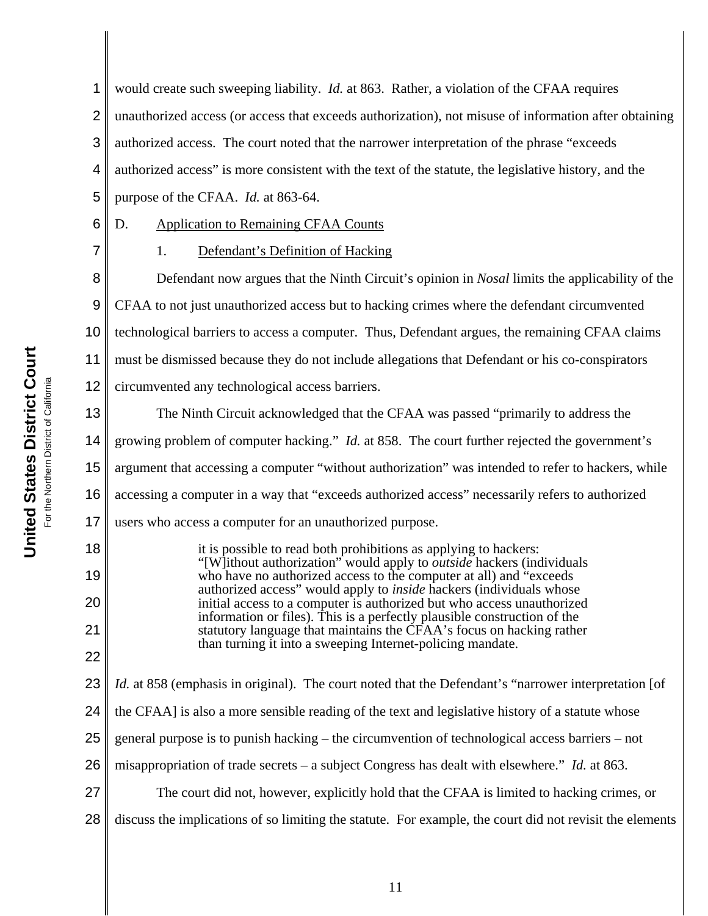would create such sweeping liability. *Id.* at 863. Rather, a violation of the CFAA requires unauthorized access (or access that exceeds authorization), not misuse of information after obtaining authorized access. The court noted that the narrower interpretation of the phrase "exceeds authorized access" is more consistent with the text of the statute, the legislative history, and the purpose of the CFAA. *Id.* at 863-64.

D. Application to Remaining CFAA Counts

1. Defendant's Definition of Hacking

Defendant now argues that the Ninth Circuit's opinion in *Nosal* limits the applicability of the CFAA to not just unauthorized access but to hacking crimes where the defendant circumvented technological barriers to access a computer. Thus, Defendant argues, the remaining CFAA claims must be dismissed because they do not include allegations that Defendant or his co-conspirators circumvented any technological access barriers.

The Ninth Circuit acknowledged that the CFAA was passed "primarily to address the growing problem of computer hacking." *Id.* at 858. The court further rejected the government's argument that accessing a computer "without authorization" was intended to refer to hackers, while accessing a computer in a way that "exceeds authorized access" necessarily refers to authorized users who access a computer for an unauthorized purpose.

> it is possible to read both prohibitions as applying to hackers: "[W]ithout authorization" would apply to *outside* hackers (individuals who have no authorized access to the computer at all) and "exceeds authorized access" would apply to *inside* hackers (individuals whose initial access to a computer is authorized but who access unauthorized information or files). This is a perfectly plausible construction of the statutory language that maintains the CFAA's focus on hacking rather than turning it into a sweeping Internet-policing mandate.

*Id.* at 858 (emphasis in original). The court noted that the Defendant's "narrower interpretation [of the CFAA] is also a more sensible reading of the text and legislative history of a statute whose general purpose is to punish hacking – the circumvention of technological access barriers – not misappropriation of trade secrets – a subject Congress has dealt with elsewhere." *Id.* at 863.

The court did not, however, explicitly hold that the CFAA is limited to hacking crimes, or discuss the implications of so limiting the statute. For example, the court did not revisit the elements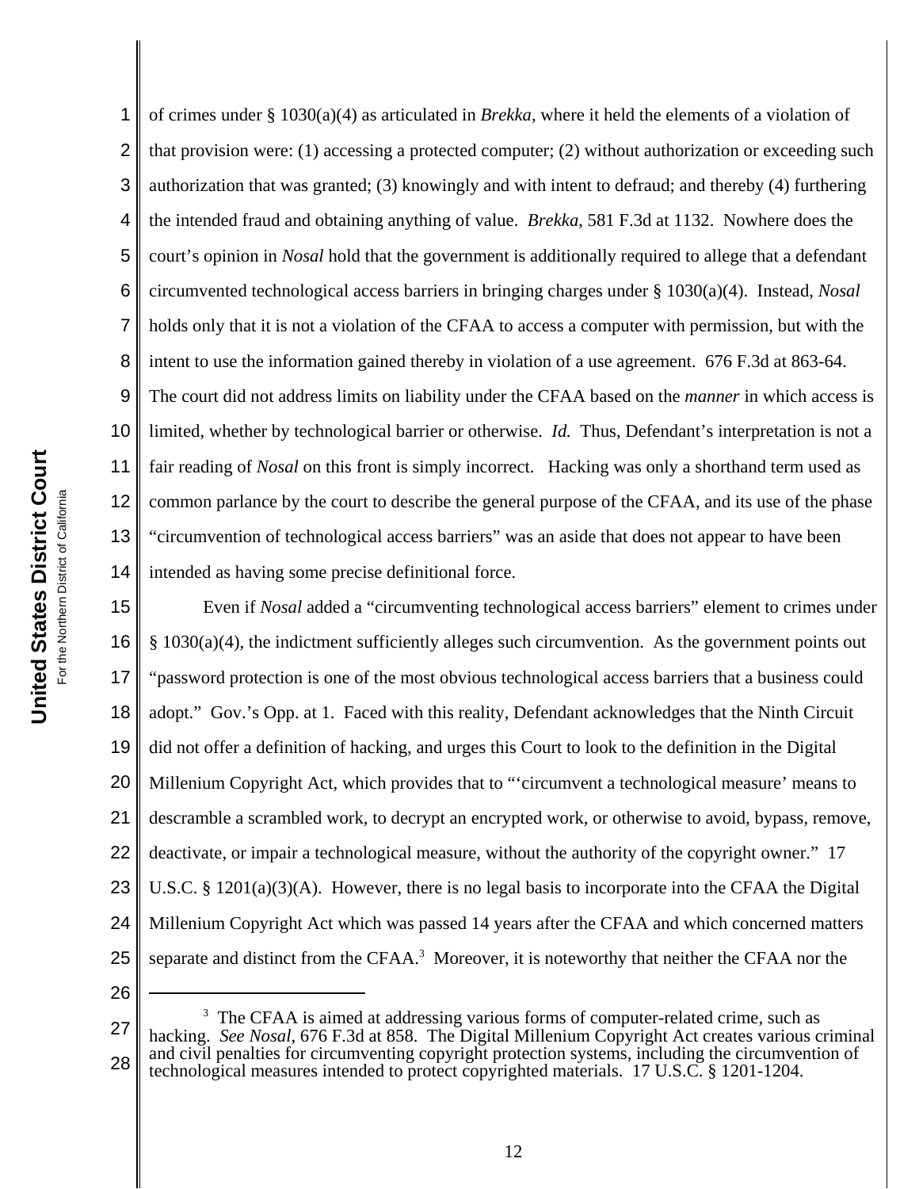of crimes under § 1030(a)(4) as articulated in *Brekka*, where it held the elements of a violation of that provision were: (1) accessing a protected computer; (2) without authorization or exceeding such authorization that was granted; (3) knowingly and with intent to defraud; and thereby (4) furthering the intended fraud and obtaining anything of value. *Brekka*, 581 F.3d at 1132. Nowhere does the court's opinion in *Nosal* hold that the government is additionally required to allege that a defendant circumvented technological access barriers in bringing charges under § 1030(a)(4). Instead, *Nosal* holds only that it is not a violation of the CFAA to access a computer with permission, but with the intent to use the information gained thereby in violation of a use agreement. 676 F.3d at 863-64. The court did not address limits on liability under the CFAA based on the *manner* in which access is limited, whether by technological barrier or otherwise. *Id.* Thus, Defendant's interpretation is not a fair reading of *Nosal* on this front is simply incorrect. Hacking was only a shorthand term used as common parlance by the court to describe the general purpose of the CFAA, and its use of the phase "circumvention of technological access barriers" was an aside that does not appear to have been intended as having some precise definitional force.

Even if *Nosal* added a "circumventing technological access barriers" element to crimes under § 1030(a)(4), the indictment sufficiently alleges such circumvention. As the government points out "password protection is one of the most obvious technological access barriers that a business could adopt." Gov.'s Opp. at 1. Faced with this reality, Defendant acknowledges that the Ninth Circuit did not offer a definition of hacking, and urges this Court to look to the definition in the Digital Millenium Copyright Act, which provides that to "'circumvent a technological measure' means to descramble a scrambled work, to decrypt an encrypted work, or otherwise to avoid, bypass, remove, deactivate, or impair a technological measure, without the authority of the copyright owner." 17 U.S.C. § 1201(a)(3)(A). However, there is no legal basis to incorporate into the CFAA the Digital Millenium Copyright Act which was passed 14 years after the CFAA and which concerned matters separate and distinct from the CFAA.[3] Moreover, it is noteworthy that neither the CFAA nor the

---

[3] The CFAA is aimed at addressing various forms of computer-related crime, such as hacking. *See Nosal*, 676 F.3d at 858. The Digital Millenium Copyright Act creates various criminal and civil penalties for circumventing copyright protection systems, including the circumvention of technological measures intended to protect copyrighted materials. 17 U.S.C. § 1201-1204.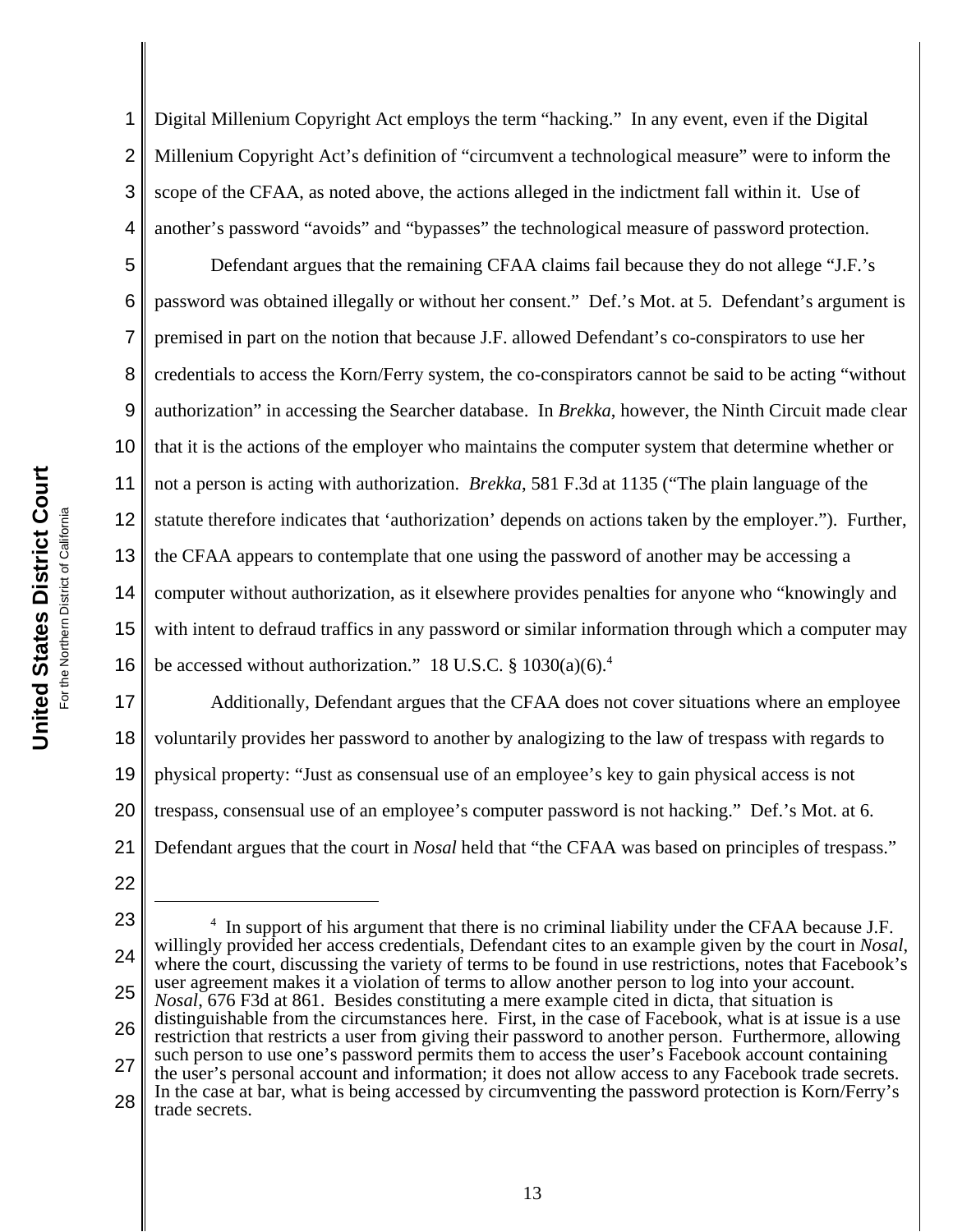Digital Millenium Copyright Act employs the term "hacking." In any event, even if the Digital Millenium Copyright Act's definition of "circumvent a technological measure" were to inform the scope of the CFAA, as noted above, the actions alleged in the indictment fall within it. Use of another's password "avoids" and "bypasses" the technological measure of password protection.

Defendant argues that the remaining CFAA claims fail because they do not allege "J.F.'s password was obtained illegally or without her consent." Def.'s Mot. at 5. Defendant's argument is premised in part on the notion that because J.F. allowed Defendant's co-conspirators to use her credentials to access the Korn/Ferry system, the co-conspirators cannot be said to be acting "without authorization" in accessing the Searcher database. In *Brekka*, however, the Ninth Circuit made clear that it is the actions of the employer who maintains the computer system that determine whether or not a person is acting with authorization. *Brekka*, 581 F.3d at 1135 ("The plain language of the statute therefore indicates that 'authorization' depends on actions taken by the employer."). Further, the CFAA appears to contemplate that one using the password of another may be accessing a computer without authorization, as it elsewhere provides penalties for anyone who "knowingly and with intent to defraud traffics in any password or similar information through which a computer may be accessed without authorization." 18 U.S.C. § 1030(a)(6).[4]

Additionally, Defendant argues that the CFAA does not cover situations where an employee voluntarily provides her password to another by analogizing to the law of trespass with regards to physical property: "Just as consensual use of an employee's key to gain physical access is not trespass, consensual use of an employee's computer password is not hacking." Def.'s Mot. at 6. Defendant argues that the court in *Nosal* held that "the CFAA was based on principles of trespass."

---

[4] In support of his argument that there is no criminal liability under the CFAA because J.F. willingly provided her access credentials, Defendant cites to an example given by the court in *Nosal*, where the court, discussing the variety of terms to be found in use restrictions, notes that Facebook's user agreement makes it a violation of terms to allow another person to log into your account. *Nosal*, 676 F3d at 861. Besides constituting a mere example cited in dicta, that situation is distinguishable from the circumstances here. First, in the case of Facebook, what is at issue is a use restriction that restricts a user from giving their password to another person. Furthermore, allowing such person to use one's password permits them to access the user's Facebook account containing the user's personal account and information; it does not allow access to any Facebook trade secrets. In the case at bar, what is being accessed by circumventing the password protection is Korn/Ferry's trade secrets.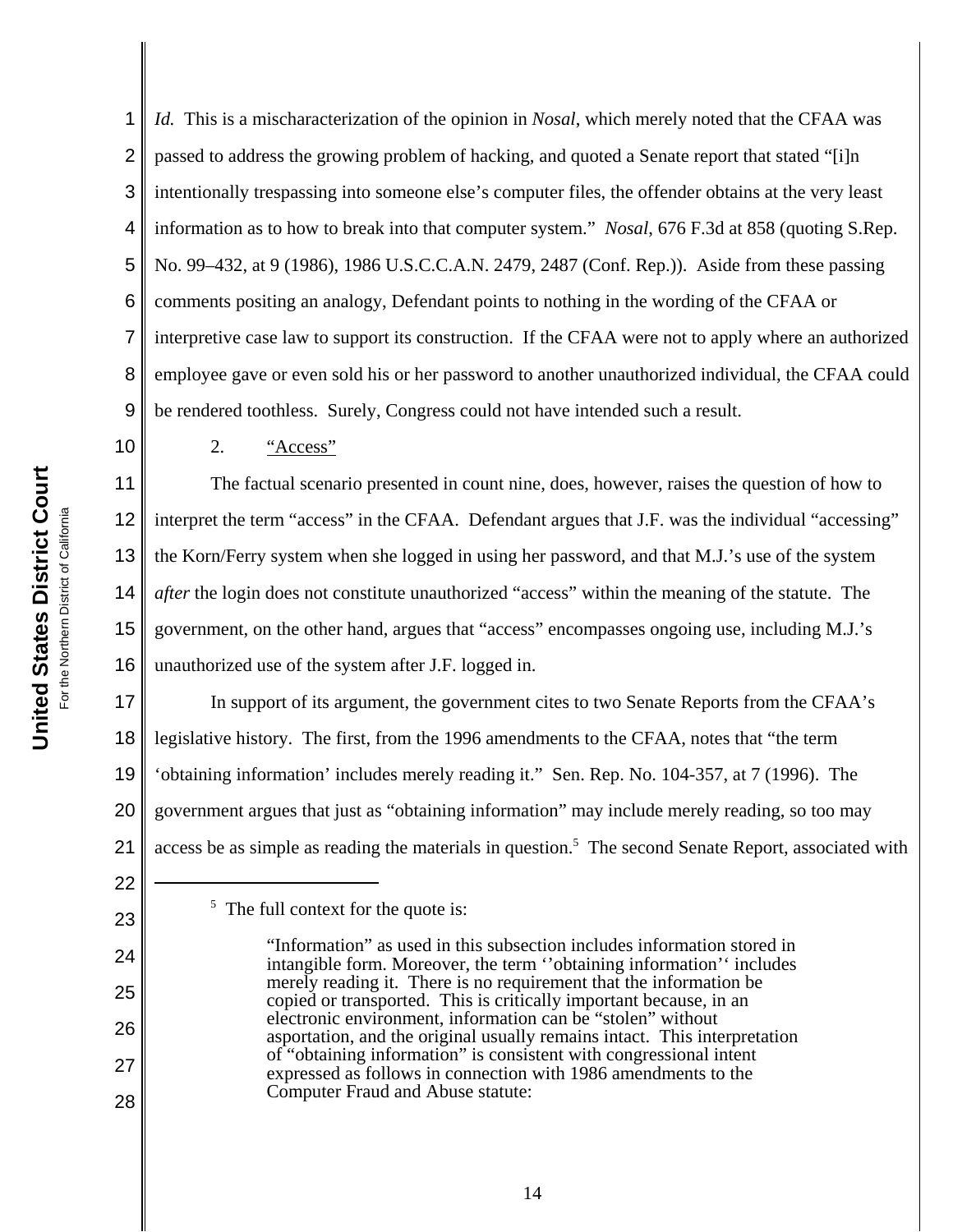*Id.* This is a mischaracterization of the opinion in *Nosal*, which merely noted that the CFAA was passed to address the growing problem of hacking, and quoted a Senate report that stated "[i]n intentionally trespassing into someone else's computer files, the offender obtains at the very least information as to how to break into that computer system." *Nosal*, 676 F.3d at 858 (quoting S.Rep. No. 99–432, at 9 (1986), 1986 U.S.C.C.A.N. 2479, 2487 (Conf. Rep.)). Aside from these passing comments positing an analogy, Defendant points to nothing in the wording of the CFAA or interpretive case law to support its construction. If the CFAA were not to apply where an authorized employee gave or even sold his or her password to another unauthorized individual, the CFAA could be rendered toothless. Surely, Congress could not have intended such a result.

2. <u>"Access"</u>

The factual scenario presented in count nine, does, however, raises the question of how to interpret the term "access" in the CFAA. Defendant argues that J.F. was the individual "accessing" the Korn/Ferry system when she logged in using her password, and that M.J.'s use of the system *after* the login does not constitute unauthorized "access" within the meaning of the statute. The government, on the other hand, argues that "access" encompasses ongoing use, including M.J.'s unauthorized use of the system after J.F. logged in.

In support of its argument, the government cites to two Senate Reports from the CFAA's legislative history. The first, from the 1996 amendments to the CFAA, notes that "the term 'obtaining information' includes merely reading it." Sen. Rep. No. 104-357, at 7 (1996). The government argues that just as "obtaining information" may include merely reading, so too may access be as simple as reading the materials in question.[5] The second Senate Report, associated with

---

[5] The full context for the quote is:

> "Information" as used in this subsection includes information stored in intangible form. Moreover, the term ''obtaining information'' includes merely reading it. There is no requirement that the information be copied or transported. This is critically important because, in an electronic environment, information can be "stolen" without asportation, and the original usually remains intact. This interpretation of "obtaining information" is consistent with congressional intent expressed as follows in connection with 1986 amendments to the Computer Fraud and Abuse statute: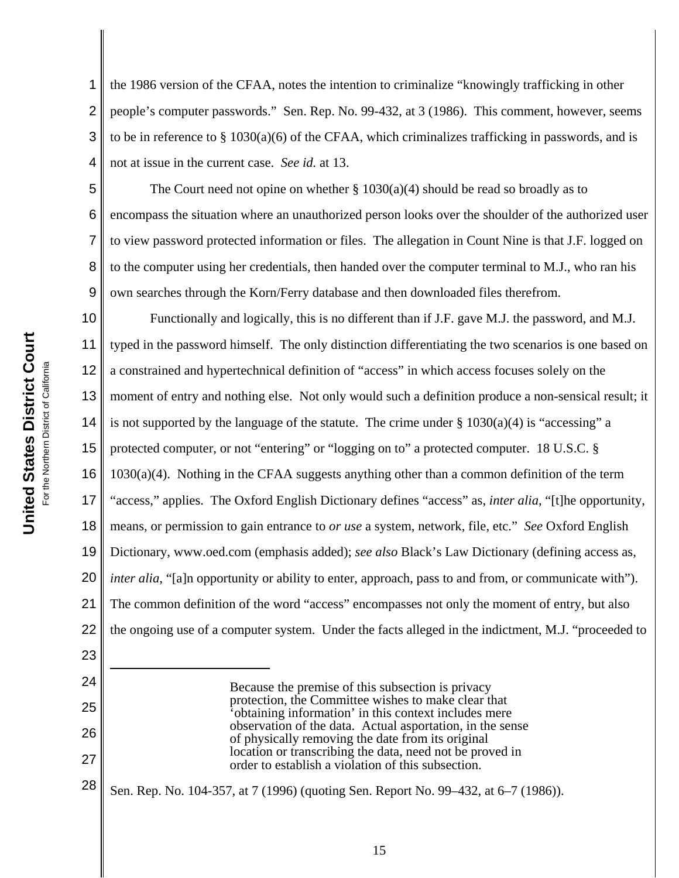the 1986 version of the CFAA, notes the intention to criminalize "knowingly trafficking in other people's computer passwords." Sen. Rep. No. 99-432, at 3 (1986). This comment, however, seems to be in reference to § 1030(a)(6) of the CFAA, which criminalizes trafficking in passwords, and is not at issue in the current case. *See id.* at 13.

The Court need not opine on whether § 1030(a)(4) should be read so broadly as to encompass the situation where an unauthorized person looks over the shoulder of the authorized user to view password protected information or files. The allegation in Count Nine is that J.F. logged on to the computer using her credentials, then handed over the computer terminal to M.J., who ran his own searches through the Korn/Ferry database and then downloaded files therefrom.

Functionally and logically, this is no different than if J.F. gave M.J. the password, and M.J. typed in the password himself. The only distinction differentiating the two scenarios is one based on a constrained and hypertechnical definition of "access" in which access focuses solely on the moment of entry and nothing else. Not only would such a definition produce a non-sensical result; it is not supported by the language of the statute. The crime under § 1030(a)(4) is "accessing" a protected computer, or not "entering" or "logging on to" a protected computer. 18 U.S.C. § 1030(a)(4). Nothing in the CFAA suggests anything other than a common definition of the term "access," applies. The Oxford English Dictionary defines "access" as, *inter alia*, "[t]he opportunity, means, or permission to gain entrance to *or use* a system, network, file, etc." *See* Oxford English Dictionary, www.oed.com (emphasis added); *see also* Black's Law Dictionary (defining access as, *inter alia*, "[a]n opportunity or ability to enter, approach, pass to and from, or communicate with"). The common definition of the word "access" encompasses not only the moment of entry, but also the ongoing use of a computer system. Under the facts alleged in the indictment, M.J. "proceeded to

---

> Because the premise of this subsection is privacy protection, the Committee wishes to make clear that 'obtaining information' in this context includes mere observation of the data. Actual asportation, in the sense of physically removing the date from its original location or transcribing the data, need not be proved in order to establish a violation of this subsection.

Sen. Rep. No. 104-357, at 7 (1996) (quoting Sen. Report No. 99–432, at 6–7 (1986)).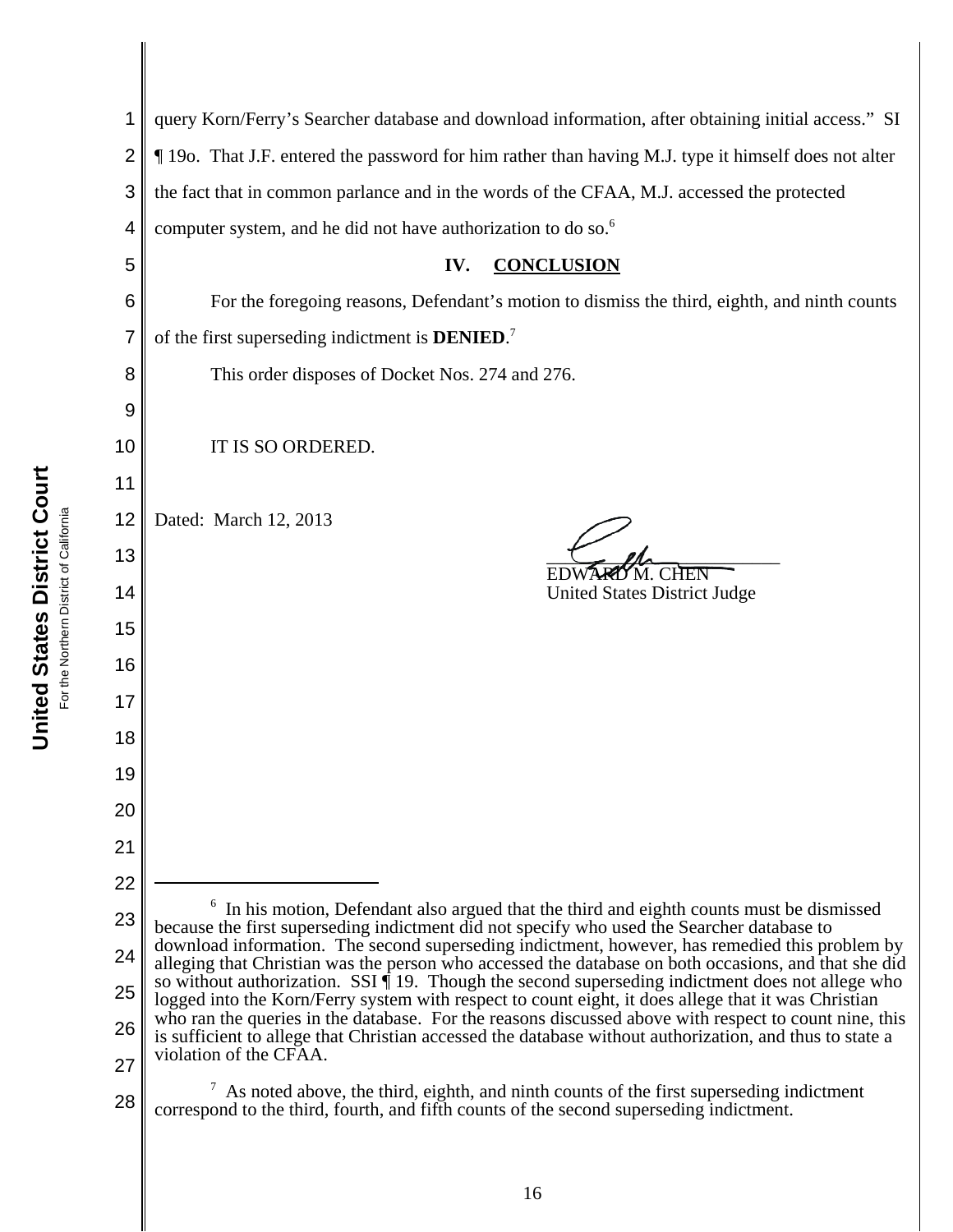query Korn/Ferry's Searcher database and download information, after obtaining initial access." SI ¶ 19o. That J.F. entered the password for him rather than having M.J. type it himself does not alter the fact that in common parlance and in the words of the CFAA, M.J. accessed the protected computer system, and he did not have authorization to do so.[6]

## IV. CONCLUSION

For the foregoing reasons, Defendant's motion to dismiss the third, eighth, and ninth counts of the first superseding indictment is **DENIED**.[7]

This order disposes of Docket Nos. 274 and 276.

IT IS SO ORDERED.

Dated: March 12, 2013

EDWARD M. CHEN
United States District Judge

---

[6] In his motion, Defendant also argued that the third and eighth counts must be dismissed because the first superseding indictment did not specify who used the Searcher database to download information. The second superseding indictment, however, has remedied this problem by alleging that Christian was the person who accessed the database on both occasions, and that she did so without authorization. SSI ¶ 19. Though the second superseding indictment does not allege who logged into the Korn/Ferry system with respect to count eight, it does allege that it was Christian who ran the queries in the database. For the reasons discussed above with respect to count nine, this is sufficient to allege that Christian accessed the database without authorization, and thus to state a violation of the CFAA.

[7] As noted above, the third, eighth, and ninth counts of the first superseding indictment correspond to the third, fourth, and fifth counts of the second superseding indictment.